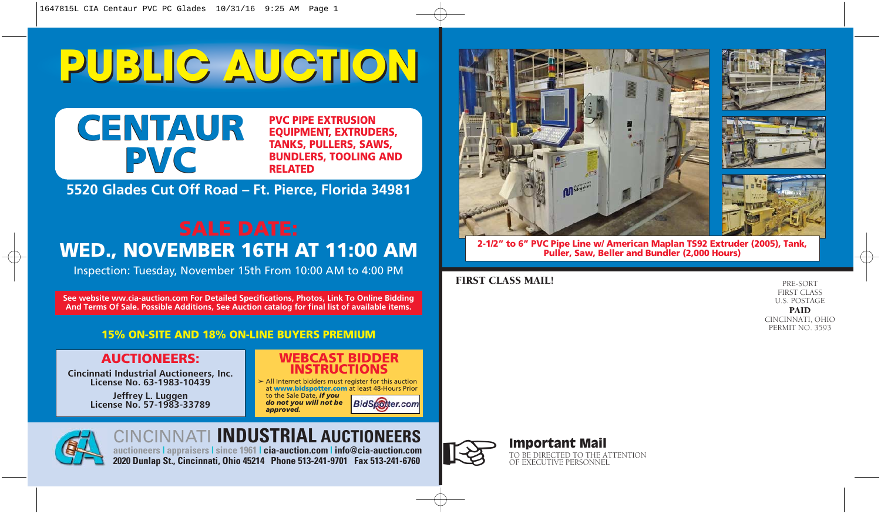# PUBLIC AUCTION

## CENTAUR PVC

**PVC PIPE EXTRUSION EQUIPMENT, EXTRUDERS, TANKS, PULLERS, SAWS, BUNDLERS, TOOLING AND RELATED**

**5520 Glades Cut Off Road – Ft. Pierce, Florida 34981**

## SALE DATE:
## WED., NOVEMBER 16TH AT 11:00 AM

Inspection: Tuesday, November 15th From 10:00 AM to 4:00 PM

**See website ww.cia-auction.com For Detailed Specifications, Photos, Link To Online Bidding And Terms Of Sale. Possible Additions, See Auction catalog for final list of available items.**

**15% ON-SITE AND 18% ON-LINE BUYERS PREMIUM**

### AUCTIONEERS:

**Cincinnati Industrial Auctioneers, Inc.**
**License No. 63-1983-10439**

**Jeffrey L. Luggen**
**License No. 57-1983-33789**

### WEBCAST BIDDER INSTRUCTIONS

- All Internet bidders must register for this auction at **www.bidspotter.com** at least 48-Hours Prior to the Sale Date, ***if you do not you will not be approved.***

BidSpotter.com

**CINCINNATI INDUSTRIAL AUCTIONEERS**

auctioneers | appraisers | since 1961 | **cia-auction.com** | **info@cia-auction.com**

**2020 Dunlap St., Cincinnati, Ohio 45214 Phone 513-241-9701 Fax 513-241-6760**

**2-1/2" to 6" PVC Pipe Line w/ American Maplan TS92 Extruder (2005), Tank, Puller, Saw, Beller and Bundler (2,000 Hours)**

**FIRST CLASS MAIL!**

PRE-SORT
FIRST CLASS
U.S. POSTAGE
**PAID**
CINCINNATI, OHIO
PERMIT NO. 3593

**Important Mail**
TO BE DIRECTED TO THE ATTENTION OF EXECUTIVE PERSONNEL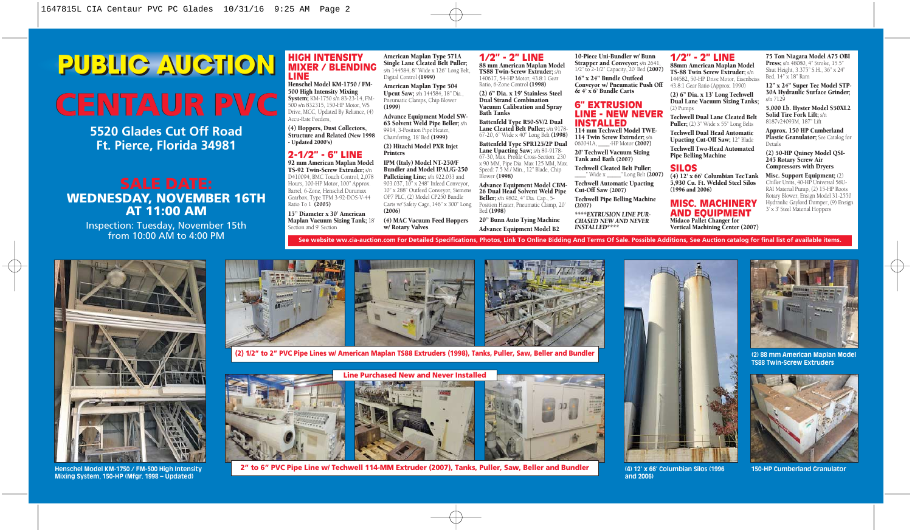# PUBLIC AUCTION

# CENTAUR PVC

**5520 Glades Cut Off Road**
**Ft. Pierce, Florida 34981**

## SALE DATE:

**WEDNESDAY, NOVEMBER 16TH AT 11:00 AM**

Inspection: Tuesday, November 15th from 10:00 AM to 4:00 PM

## HIGH INTENSITY MIXER / BLENDING LINE

**Henschel Model KM-1750 / FM-500 High Intensity Mixing System;** KM-1750 s/n 83-23-14, FM-500 s/n 832315, 150-HP Motor, V/S Drive, MCC, Updated By Reliance, (4) Accu-Rate Feeders,

**(4) Hoppers, Dust Collectors, Structure and Related (New 1998 - Updated 2000's)**

## 2-1/2" - 6" LINE

**92 mm American Maplan Model TS-92 Twin-Screw Extruder;** s/n D410094, BMC Touch Control, 2,078 Hours, 100-HP Motor, 100" Approx. Barrel, 6-Zone, Henschel Durumax Gearbox, Type TPM 3-92-DOS-V-44 Ratio To 1 **(2005)**

**15" Diameter x 30' American Maplan Vacuum Sizing Tank;** 18' Section and 9' Section

**American Maplan Type 571A Single Lane Cleated Belt Puller;** s/n 144584, 8" Wide x 126" Long Belt, Digital Control **(1999)**

**American Maplan Type 504 Upcut Saw;** s/n 144584, 18" Dia., Pneumatic Clamps, Chip Blower **(1999)**

**Advance Equipment Model SW-63 Solvent Weld Pipe Beller;** s/n 9914, 3-Position Pipe Heater, Chamfering, 18' Bed **(1999)**

**(2) Hitachi Model PXR Injet Printers**

**IPM (Italy) Model NT-250/F Bundler and Model IPAL/G-250 Palletizing Line;** s/n 922.033 and 903.037, 10" x 248" Infeed Conveyor, 10" x 288" Outfeed Conveyor, Siemens OP7 PLC, (2) Model CP250 Bundle Carts w/ Safety Cage, 146" x 300" Long **(2006)**

**(4) MAC Vacuum Feed Hoppers w/ Rotary Valves**

## 1/2" - 2" LINE

**88 mm American Maplan Model TS88 Twin-Screw Extruder;** s/n 140617, 54-HP Motor, 43.8:1 Gear Ratio, 6-Zone Control **(1998)**

**(2) 6" Dia. x 19' Stainless Steel Dual Strand Combination Vacuum Calibration and Spray Bath Tanks**

**Battenfeld Type R50-SV/2 Dual Lane Cleated Belt Puller;** s/n 9178-67-20, 6" Wide x 40" Long Belt **(1998)**

**Battenfeld Type SPR125/2P Dual Lane Upcating Saw;** s/n 89-9178-67-30, Max. Profile Cross-Section: 230 x 90 MM, Pipe Dia. Max 125 MM, Max. Speed: 7.5 M / Min., 12" Blade, Chip Blower **(1998)**

**Advance Equipment Model CBM-26 Dual Head Solvent Weld Pipe Beller;** s/n 9802, 4" Dia. Cap., 5-Position Heater, Pneumatic Clamp, 20' Bed **(1998)**

**20" Bunn Auto Tying Machine**

**Advance Equipment Model B2**

**10-Piece Uni-Bundler w/ Bunn Strapper and Conveyor;** s/n 2641, 1/2" to 2-1/2" Capacity, 20' Bed **(2007)**

**16" x 24" Bundle Outfeed Conveyor w/ Pneumatic Push Off & 4' x 6' Bundle Carts**

## 6" EXTRUSION LINE - NEW NEVER INSTALLED

**114 mm Techwell Model TWE-114 Twin Screw Extruder;** s/n 060041A, \_\_\_\_-HP Motor **(2007)**

**20' Techwell Vacuum Sizing Tank and Bath (2007)**

**Techwell Cleated Belt Puller;** \_\_\_\_" Wide x \_\_\_\_" Long Belt **(2007)**

**Techwell Automatic Upcating Cut-Off Saw (2007)**

**Techwell Pipe Belling Machine (2007)**

***\*\*\*\*EXTRUSION LINE PURCHASED NEW AND NEVER INSTALLED\*\*\*\****

## 1/2" - 2" LINE

**88mm American Maplan Model TS-88 Twin Screw Extruder;** s/n 144582, 50-HP Drive Motor, Eisenbeiss 43.8:1 Gear Ratio (Approx. 1990)

**(2) 6" Dia. x 13' Long Techwell Dual Lane Vacuum Sizing Tanks;** (2) Pumps

**Techwell Dual Lane Cleated Belt Puller;** (2) 3" Wide x 55" Long Belts

**Techwell Dual Head Automatic Upcating Cut-Off Saw;** 12" Blade

**Techwell Two-Head Automated Pipe Belling Machine**

## SILOS

**(4) 12' x 66' Columbian TecTank 5,930 Cu. Ft. Welded Steel Silos (1996 and 2006)**

## MISC. MACHINERY AND EQUIPMENT

**Midaco Pallet Changer for Vertical Machining Center (2007)**

**75 Ton Niagara Model A75 OBI Press;** s/n 48080, 4" Stroke, 15.5" Shut Height, 3.375" S.H., 36" x 24" Bed, 14" x 18" Ram

**12" x 24" Super Tec Model STP-30A Hydraulic Surface Grinder;** s/n 7129

**5,000 Lb. Hyster Model S50XL2 Solid Tire Fork Lift;** s/n 8187v24093M, 187" Lift

**Approx. 150 HP Cumberland Plastic Granulator;** See Catalog for Details

**(2) 50-HP Quincy Model QSI-245 Rotary Screw Air Compressors with Dryers**

**Misc. Support Equipment;** (2) Chiller Units, 40-HP Universal 56U-RAI Material Pump, (2) 15-HP Roots Rotary Blower, Ensign Model 31-2550 Hydraulic Gaylord Dumper, (9) Ensign 3' x 3' Steel Material Hoppers

See website ww.cia-auction.com For Detailed Specifications, Photos, Link To Online Bidding And Terms Of Sale. Possible Additions, See Auction catalog for final list of available items.

Henschel Model KM-1750 / FM-500 High Intensity Mixing System, 150-HP (Mfgr. 1998 – Updated)

(2) 1/2" to 2" PVC Pipe Lines w/ American Maplan TS88 Extruders (1998), Tanks, Puller, Saw, Beller and Bundler

Line Purchased New and Never Installed

2" to 6" PVC Pipe Line w/ Techwell 114-MM Extruder (2007), Tanks, Puller, Saw, Beller and Bundler

(4) 12' x 66' Columbian Silos (1996 and 2006)

(2) 88 mm American Maplan Model TS88 Twin-Screw Extruders

150-HP Cumberland Granulator